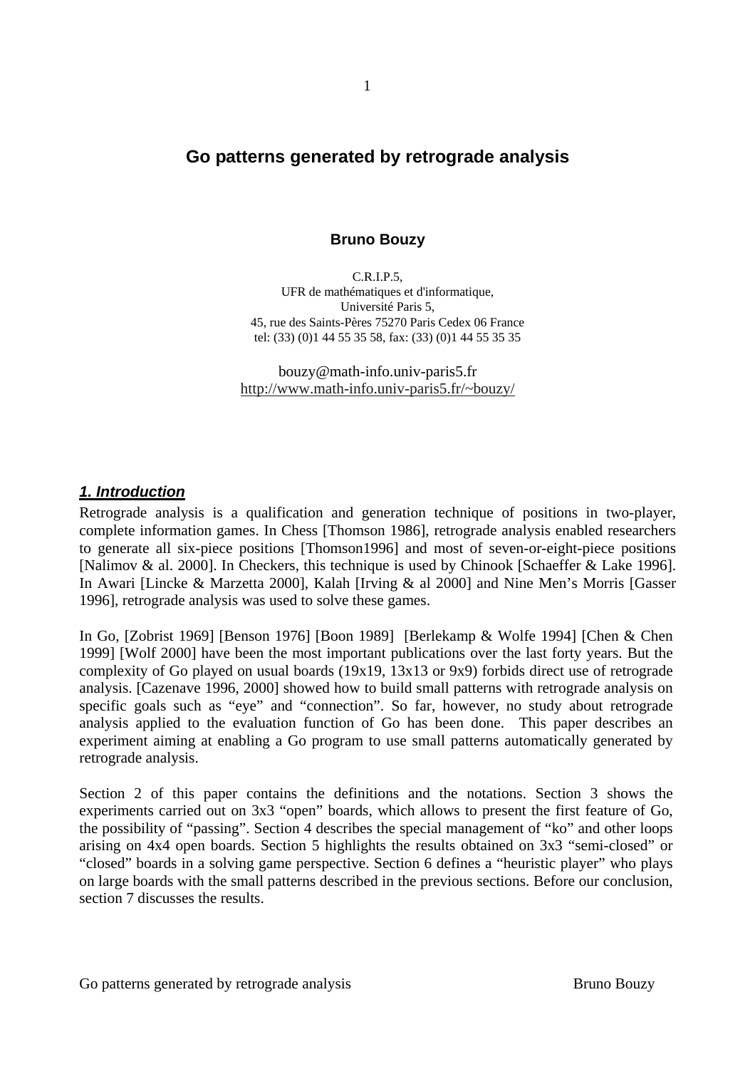# Go patterns generated by retrograde analysis

**Bruno Bouzy**

C.R.I.P.5,
UFR de mathématiques et d'informatique,
Université Paris 5,
45, rue des Saints-Pères 75270 Paris Cedex 06 France
tel: (33) (0)1 44 55 35 58, fax: (33) (0)1 44 55 35 35

bouzy@math-info.univ-paris5.fr
http://www.math-info.univ-paris5.fr/~bouzy/

## ***1. Introduction***

Retrograde analysis is a qualification and generation technique of positions in two-player, complete information games. In Chess [Thomson 1986], retrograde analysis enabled researchers to generate all six-piece positions [Thomson1996] and most of seven-or-eight-piece positions [Nalimov & al. 2000]. In Checkers, this technique is used by Chinook [Schaeffer & Lake 1996]. In Awari [Lincke & Marzetta 2000], Kalah [Irving & al 2000] and Nine Men's Morris [Gasser 1996], retrograde analysis was used to solve these games.

In Go, [Zobrist 1969] [Benson 1976] [Boon 1989] [Berlekamp & Wolfe 1994] [Chen & Chen 1999] [Wolf 2000] have been the most important publications over the last forty years. But the complexity of Go played on usual boards (19x19, 13x13 or 9x9) forbids direct use of retrograde analysis. [Cazenave 1996, 2000] showed how to build small patterns with retrograde analysis on specific goals such as "eye" and "connection". So far, however, no study about retrograde analysis applied to the evaluation function of Go has been done. This paper describes an experiment aiming at enabling a Go program to use small patterns automatically generated by retrograde analysis.

Section 2 of this paper contains the definitions and the notations. Section 3 shows the experiments carried out on 3x3 "open" boards, which allows to present the first feature of Go, the possibility of "passing". Section 4 describes the special management of "ko" and other loops arising on 4x4 open boards. Section 5 highlights the results obtained on 3x3 "semi-closed" or "closed" boards in a solving game perspective. Section 6 defines a "heuristic player" who plays on large boards with the small patterns described in the previous sections. Before our conclusion, section 7 discusses the results.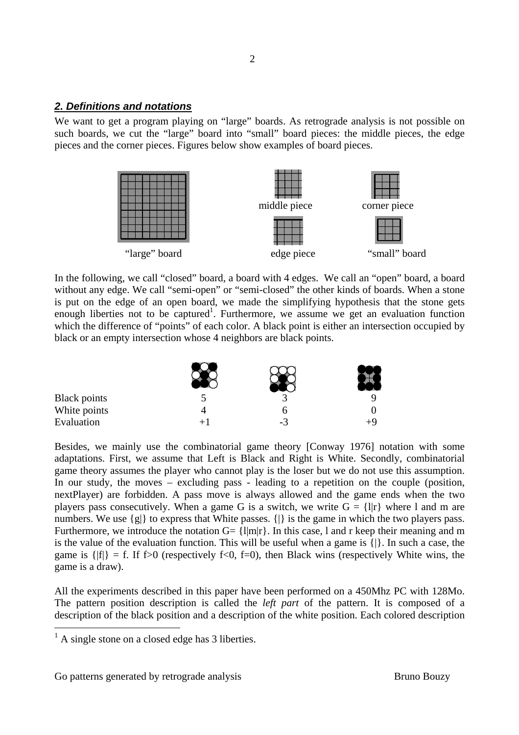## *2. Definitions and notations*

We want to get a program playing on "large" boards. As retrograde analysis is not possible on such boards, we cut the "large" board into "small" board pieces: the middle pieces, the edge pieces and the corner pieces. Figures below show examples of board pieces.

"large" board — middle piece — corner piece — edge piece — "small" board

In the following, we call "closed" board, a board with 4 edges. We call an "open" board, a board without any edge. We call "semi-open" or "semi-closed" the other kinds of boards. When a stone is put on the edge of an open board, we made the simplifying hypothesis that the stone gets enough liberties not to be captured[1]. Furthermore, we assume we get an evaluation function which the difference of "points" of each color. A black point is either an intersection occupied by black or an empty intersection whose 4 neighbors are black points.

| | | | |
|---|---|---|---|
| Black points | 5 | 3 | 9 |
| White points | 4 | 6 | 0 |
| Evaluation | +1 | -3 | +9 |

Besides, we mainly use the combinatorial game theory [Conway 1976] notation with some adaptations. First, we assume that Left is Black and Right is White. Secondly, combinatorial game theory assumes the player who cannot play is the loser but we do not use this assumption. In our study, the moves – excluding pass - leading to a repetition on the couple (position, nextPlayer) are forbidden. A pass move is always allowed and the game ends when the two players pass consecutively. When a game G is a switch, we write G = {l|r} where l and m are numbers. We use {g|} to express that White passes. {|} is the game in which the two players pass. Furthermore, we introduce the notation G= {l|m|r}. In this case, l and r keep their meaning and m is the value of the evaluation function. This will be useful when a game is {|}. In such a case, the game is {|f|} = f. If f>0 (respectively f<0, f=0), then Black wins (respectively White wins, the game is a draw).

All the experiments described in this paper have been performed on a 450Mhz PC with 128Mo. The pattern position description is called the *left part* of the pattern. It is composed of a description of the black position and a description of the white position. Each colored description

[1] A single stone on a closed edge has 3 liberties.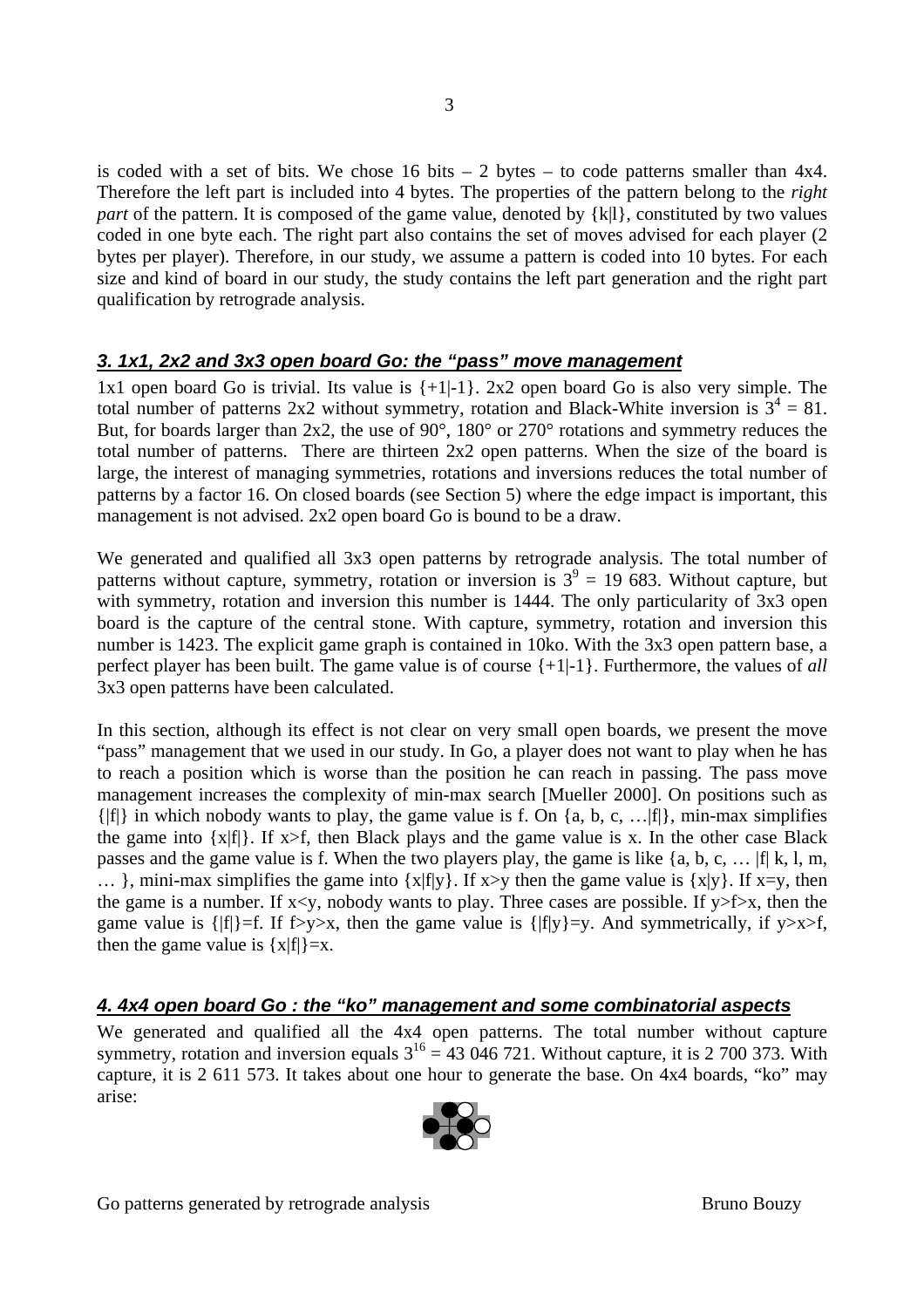is coded with a set of bits. We chose 16 bits – 2 bytes – to code patterns smaller than 4x4. Therefore the left part is included into 4 bytes. The properties of the pattern belong to the *right part* of the pattern. It is composed of the game value, denoted by {k|l}, constituted by two values coded in one byte each. The right part also contains the set of moves advised for each player (2 bytes per player). Therefore, in our study, we assume a pattern is coded into 10 bytes. For each size and kind of board in our study, the study contains the left part generation and the right part qualification by retrograde analysis.

## *3. 1x1, 2x2 and 3x3 open board Go: the "pass" move management*

1x1 open board Go is trivial. Its value is {+1|-1}. 2x2 open board Go is also very simple. The total number of patterns 2x2 without symmetry, rotation and Black-White inversion is $3^4 = 81$. But, for boards larger than 2x2, the use of 90°, 180° or 270° rotations and symmetry reduces the total number of patterns. There are thirteen 2x2 open patterns. When the size of the board is large, the interest of managing symmetries, rotations and inversions reduces the total number of patterns by a factor 16. On closed boards (see Section 5) where the edge impact is important, this management is not advised. 2x2 open board Go is bound to be a draw.

We generated and qualified all 3x3 open patterns by retrograde analysis. The total number of patterns without capture, symmetry, rotation or inversion is $3^9 = 19\ 683$. Without capture, but with symmetry, rotation and inversion this number is 1444. The only particularity of 3x3 open board is the capture of the central stone. With capture, symmetry, rotation and inversion this number is 1423. The explicit game graph is contained in 10ko. With the 3x3 open pattern base, a perfect player has been built. The game value is of course {+1|-1}. Furthermore, the values of *all* 3x3 open patterns have been calculated.

In this section, although its effect is not clear on very small open boards, we present the move "pass" management that we used in our study. In Go, a player does not want to play when he has to reach a position which is worse than the position he can reach in passing. The pass move management increases the complexity of min-max search [Mueller 2000]. On positions such as {|f|} in which nobody wants to play, the game value is f. On {a, b, c, …|f|}, min-max simplifies the game into {x|f|}. If x>f, then Black plays and the game value is x. In the other case Black passes and the game value is f. When the two players play, the game is like {a, b, c, … |f| k, l, m, … }, mini-max simplifies the game into {x|f|y}. If x>y then the game value is {x|y}. If x=y, then the game is a number. If x<y, nobody wants to play. Three cases are possible. If y>f>x, then the game value is {|f|}=f. If f>y>x, then the game value is {|f|y}=y. And symmetrically, if y>x>f, then the game value is {x|f|}=x.

## *4. 4x4 open board Go : the "ko" management and some combinatorial aspects*

We generated and qualified all the 4x4 open patterns. The total number without capture symmetry, rotation and inversion equals $3^{16} = 43\ 046\ 721$. Without capture, it is 2 700 373. With capture, it is 2 611 573. It takes about one hour to generate the base. On 4x4 boards, "ko" may arise: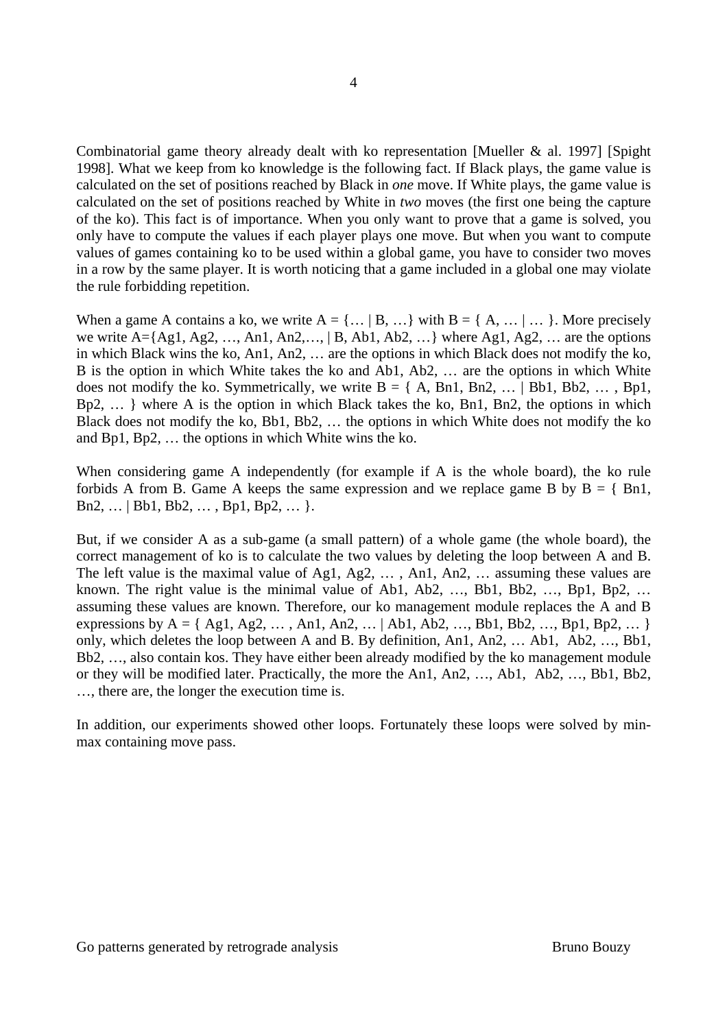Combinatorial game theory already dealt with ko representation [Mueller & al. 1997] [Spight 1998]. What we keep from ko knowledge is the following fact. If Black plays, the game value is calculated on the set of positions reached by Black in *one* move. If White plays, the game value is calculated on the set of positions reached by White in *two* moves (the first one being the capture of the ko). This fact is of importance. When you only want to prove that a game is solved, you only have to compute the values if each player plays one move. But when you want to compute values of games containing ko to be used within a global game, you have to consider two moves in a row by the same player. It is worth noticing that a game included in a global one may violate the rule forbidding repetition.

When a game A contains a ko, we write A = {… | B, …} with B = { A, … | … }. More precisely we write A={Ag1, Ag2, …, An1, An2,…, | B, Ab1, Ab2, …} where Ag1, Ag2, … are the options in which Black wins the ko, An1, An2, … are the options in which Black does not modify the ko, B is the option in which White takes the ko and Ab1, Ab2, … are the options in which White does not modify the ko. Symmetrically, we write B = { A, Bn1, Bn2, … | Bb1, Bb2, … , Bp1, Bp2, … } where A is the option in which Black takes the ko, Bn1, Bn2, the options in which Black does not modify the ko, Bb1, Bb2, … the options in which White does not modify the ko and Bp1, Bp2, … the options in which White wins the ko.

When considering game A independently (for example if A is the whole board), the ko rule forbids A from B. Game A keeps the same expression and we replace game B by B = { Bn1, Bn2, … | Bb1, Bb2, … , Bp1, Bp2, … }.

But, if we consider A as a sub-game (a small pattern) of a whole game (the whole board), the correct management of ko is to calculate the two values by deleting the loop between A and B. The left value is the maximal value of Ag1, Ag2, … , An1, An2, … assuming these values are known. The right value is the minimal value of Ab1, Ab2, …, Bb1, Bb2, …, Bp1, Bp2, … assuming these values are known. Therefore, our ko management module replaces the A and B expressions by A = { Ag1, Ag2, … , An1, An2, … | Ab1, Ab2, …, Bb1, Bb2, …, Bp1, Bp2, … } only, which deletes the loop between A and B. By definition, An1, An2, … Ab1, Ab2, …, Bb1, Bb2, …, also contain kos. They have either been already modified by the ko management module or they will be modified later. Practically, the more the An1, An2, …, Ab1, Ab2, …, Bb1, Bb2, …, there are, the longer the execution time is.

In addition, our experiments showed other loops. Fortunately these loops were solved by min-max containing move pass.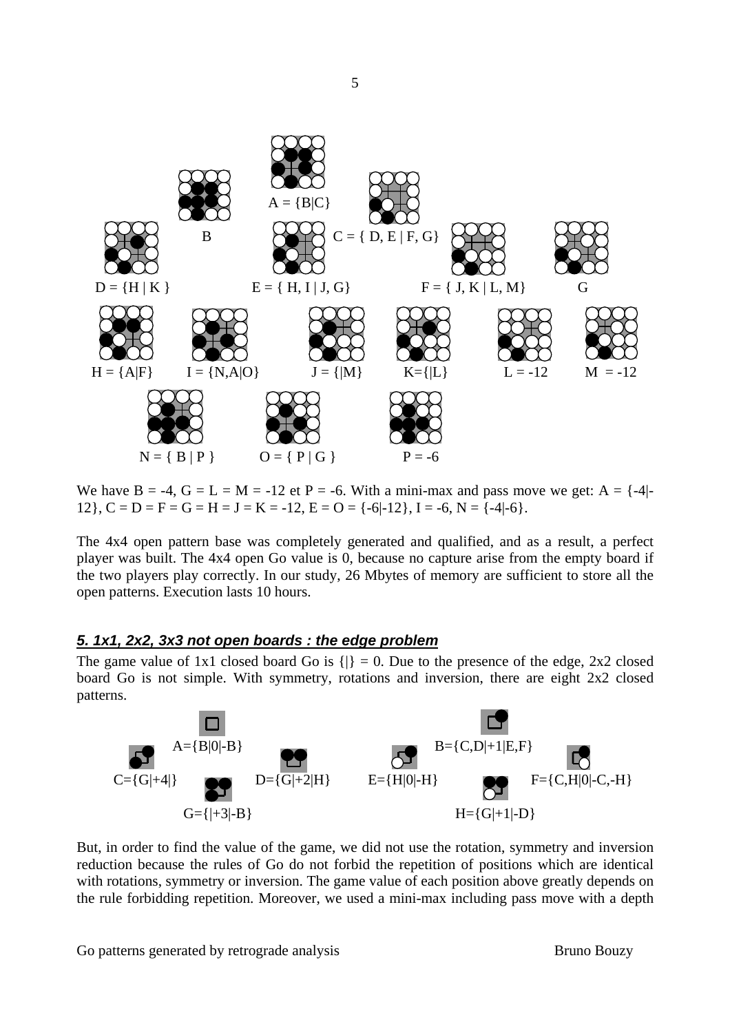A = {B|C}

B

C = { D, E | F, G}

D = {H | K }

E = { H, I | J, G}

F = { J, K | L, M}

G

H = {A|F}

I = {N,A|O}

J = {|M}

K={|L}

L = -12

M = -12

N = { B | P }

O = { P | G }

P = -6

We have B = -4, G = L = M = -12 et P = -6. With a mini-max and pass move we get: A = {-4|-12}, C = D = F = G = H = J = K = -12, E = O = {-6|-12}, I = -6, N = {-4|-6}.

The 4x4 open pattern base was completely generated and qualified, and as a result, a perfect player was built. The 4x4 open Go value is 0, because no capture arise from the empty board if the two players play correctly. In our study, 26 Mbytes of memory are sufficient to store all the open patterns. Execution lasts 10 hours.

## *5. 1x1, 2x2, 3x3 not open boards : the edge problem*

The game value of 1x1 closed board Go is {|} = 0. Due to the presence of the edge, 2x2 closed board Go is not simple. With symmetry, rotations and inversion, there are eight 2x2 closed patterns.

A={B|0|-B}

B={C,D|+1|E,F}

C={G|+4|}

D={G|+2|H}

E={H|0|-H}

F={C,H|0|-C,-H}

G={|+3|-B}

H={G|+1|-D}

But, in order to find the value of the game, we did not use the rotation, symmetry and inversion reduction because the rules of Go do not forbid the repetition of positions which are identical with rotations, symmetry or inversion. The game value of each position above greatly depends on the rule forbidding repetition. Moreover, we used a mini-max including pass move with a depth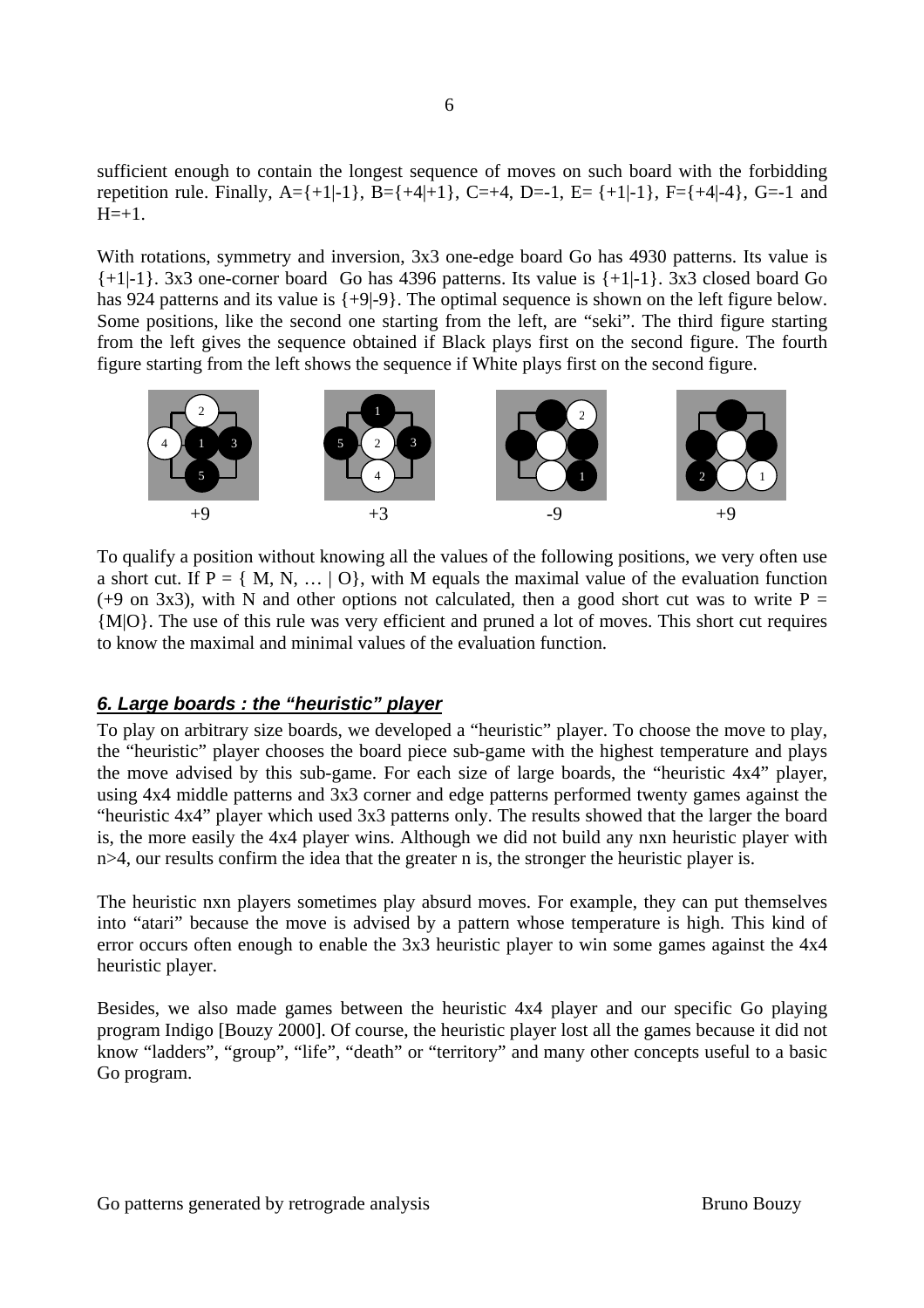sufficient enough to contain the longest sequence of moves on such board with the forbidding repetition rule. Finally, A={+1|-1}, B={+4|+1}, C=+4, D=-1, E= {+1|-1}, F={+4|-4}, G=-1 and H=+1.

With rotations, symmetry and inversion, 3x3 one-edge board Go has 4930 patterns. Its value is {+1|-1}. 3x3 one-corner board Go has 4396 patterns. Its value is {+1|-1}. 3x3 closed board Go has 924 patterns and its value is {+9|-9}. The optimal sequence is shown on the left figure below. Some positions, like the second one starting from the left, are "seki". The third figure starting from the left gives the sequence obtained if Black plays first on the second figure. The fourth figure starting from the left shows the sequence if White plays first on the second figure.

+9 +3 -9 +9

To qualify a position without knowing all the values of the following positions, we very often use a short cut. If P = { M, N, … | O}, with M equals the maximal value of the evaluation function (+9 on 3x3), with N and other options not calculated, then a good short cut was to write P = {M|O}. The use of this rule was very efficient and pruned a lot of moves. This short cut requires to know the maximal and minimal values of the evaluation function.

## *6. Large boards : the "heuristic" player*

To play on arbitrary size boards, we developed a "heuristic" player. To choose the move to play, the "heuristic" player chooses the board piece sub-game with the highest temperature and plays the move advised by this sub-game. For each size of large boards, the "heuristic 4x4" player, using 4x4 middle patterns and 3x3 corner and edge patterns performed twenty games against the "heuristic 4x4" player which used 3x3 patterns only. The results showed that the larger the board is, the more easily the 4x4 player wins. Although we did not build any nxn heuristic player with n>4, our results confirm the idea that the greater n is, the stronger the heuristic player is.

The heuristic nxn players sometimes play absurd moves. For example, they can put themselves into "atari" because the move is advised by a pattern whose temperature is high. This kind of error occurs often enough to enable the 3x3 heuristic player to win some games against the 4x4 heuristic player.

Besides, we also made games between the heuristic 4x4 player and our specific Go playing program Indigo [Bouzy 2000]. Of course, the heuristic player lost all the games because it did not know "ladders", "group", "life", "death" or "territory" and many other concepts useful to a basic Go program.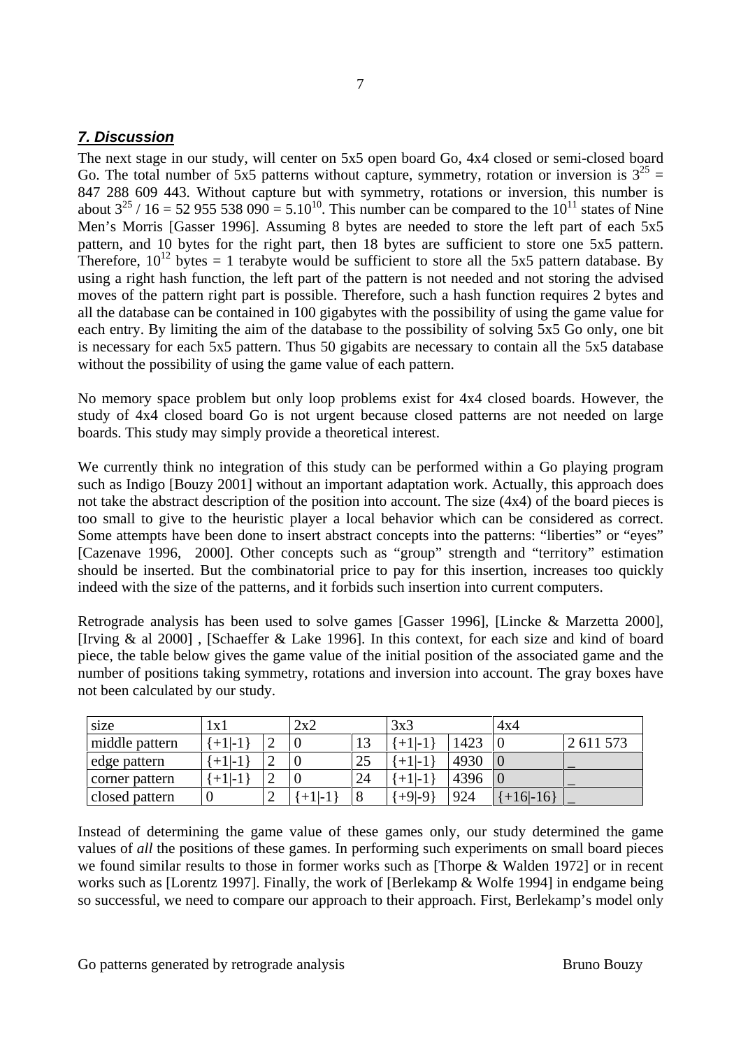## *7. Discussion*

The next stage in our study, will center on 5x5 open board Go, 4x4 closed or semi-closed board Go. The total number of 5x5 patterns without capture, symmetry, rotation or inversion is $3^{25}$ = 847 288 609 443. Without capture but with symmetry, rotations or inversion, this number is about $3^{25}$ / 16 = 52 955 538 090 = $5.10^{10}$. This number can be compared to the $10^{11}$ states of Nine Men's Morris [Gasser 1996]. Assuming 8 bytes are needed to store the left part of each 5x5 pattern, and 10 bytes for the right part, then 18 bytes are sufficient to store one 5x5 pattern. Therefore, $10^{12}$ bytes = 1 terabyte would be sufficient to store all the 5x5 pattern database. By using a right hash function, the left part of the pattern is not needed and not storing the advised moves of the pattern right part is possible. Therefore, such a hash function requires 2 bytes and all the database can be contained in 100 gigabytes with the possibility of using the game value for each entry. By limiting the aim of the database to the possibility of solving 5x5 Go only, one bit is necessary for each 5x5 pattern. Thus 50 gigabits are necessary to contain all the 5x5 database without the possibility of using the game value of each pattern.

No memory space problem but only loop problems exist for 4x4 closed boards. However, the study of 4x4 closed board Go is not urgent because closed patterns are not needed on large boards. This study may simply provide a theoretical interest.

We currently think no integration of this study can be performed within a Go playing program such as Indigo [Bouzy 2001] without an important adaptation work. Actually, this approach does not take the abstract description of the position into account. The size (4x4) of the board pieces is too small to give to the heuristic player a local behavior which can be considered as correct. Some attempts have been done to insert abstract concepts into the patterns: "liberties" or "eyes" [Cazenave 1996, 2000]. Other concepts such as "group" strength and "territory" estimation should be inserted. But the combinatorial price to pay for this insertion, increases too quickly indeed with the size of the patterns, and it forbids such insertion into current computers.

Retrograde analysis has been used to solve games [Gasser 1996], [Lincke & Marzetta 2000], [Irving & al 2000] , [Schaeffer & Lake 1996]. In this context, for each size and kind of board piece, the table below gives the game value of the initial position of the associated game and the number of positions taking symmetry, rotations and inversion into account. The gray boxes have not been calculated by our study.

| size | 1x1 | | 2x2 | | 3x3 | | 4x4 | |
|---|---|---|---|---|---|---|---|---|
| middle pattern | {+1\|-1} | 2 | 0 | 13 | {+1\|-1} | 1423 | 0 | 2 611 573 |
| edge pattern | {+1\|-1} | 2 | 0 | 25 | {+1\|-1} | 4930 | 0 | _ |
| corner pattern | {+1\|-1} | 2 | 0 | 24 | {+1\|-1} | 4396 | 0 | _ |
| closed pattern | 0 | 2 | {+1\|-1} | 8 | {+9\|-9} | 924 | {+16\|-16} | _ |

Instead of determining the game value of these games only, our study determined the game values of *all* the positions of these games. In performing such experiments on small board pieces we found similar results to those in former works such as [Thorpe & Walden 1972] or in recent works such as [Lorentz 1997]. Finally, the work of [Berlekamp & Wolfe 1994] in endgame being so successful, we need to compare our approach to their approach. First, Berlekamp's model only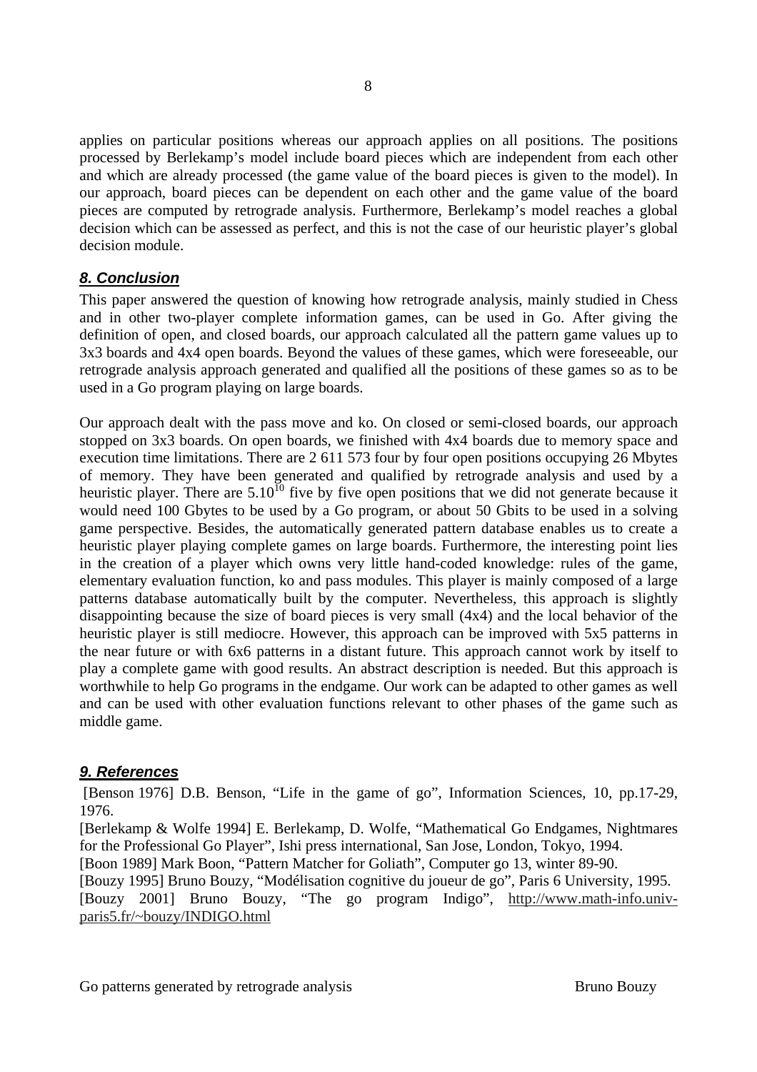applies on particular positions whereas our approach applies on all positions. The positions processed by Berlekamp's model include board pieces which are independent from each other and which are already processed (the game value of the board pieces is given to the model). In our approach, board pieces can be dependent on each other and the game value of the board pieces are computed by retrograde analysis. Furthermore, Berlekamp's model reaches a global decision which can be assessed as perfect, and this is not the case of our heuristic player's global decision module.

## 8. Conclusion

This paper answered the question of knowing how retrograde analysis, mainly studied in Chess and in other two-player complete information games, can be used in Go. After giving the definition of open, and closed boards, our approach calculated all the pattern game values up to 3x3 boards and 4x4 open boards. Beyond the values of these games, which were foreseeable, our retrograde analysis approach generated and qualified all the positions of these games so as to be used in a Go program playing on large boards.

Our approach dealt with the pass move and ko. On closed or semi-closed boards, our approach stopped on 3x3 boards. On open boards, we finished with 4x4 boards due to memory space and execution time limitations. There are 2 611 573 four by four open positions occupying 26 Mbytes of memory. They have been generated and qualified by retrograde analysis and used by a heuristic player. There are $5.10^{10}$ five by five open positions that we did not generate because it would need 100 Gbytes to be used by a Go program, or about 50 Gbits to be used in a solving game perspective. Besides, the automatically generated pattern database enables us to create a heuristic player playing complete games on large boards. Furthermore, the interesting point lies in the creation of a player which owns very little hand-coded knowledge: rules of the game, elementary evaluation function, ko and pass modules. This player is mainly composed of a large patterns database automatically built by the computer. Nevertheless, this approach is slightly disappointing because the size of board pieces is very small (4x4) and the local behavior of the heuristic player is still mediocre. However, this approach can be improved with 5x5 patterns in the near future or with 6x6 patterns in a distant future. This approach cannot work by itself to play a complete game with good results. An abstract description is needed. But this approach is worthwhile to help Go programs in the endgame. Our work can be adapted to other games as well and can be used with other evaluation functions relevant to other phases of the game such as middle game.

## 9. References

[Benson 1976] D.B. Benson, "Life in the game of go", Information Sciences, 10, pp.17-29, 1976.

[Berlekamp & Wolfe 1994] E. Berlekamp, D. Wolfe, "Mathematical Go Endgames, Nightmares for the Professional Go Player", Ishi press international, San Jose, London, Tokyo, 1994.

[Boon 1989] Mark Boon, "Pattern Matcher for Goliath", Computer go 13, winter 89-90.

[Bouzy 1995] Bruno Bouzy, "Modélisation cognitive du joueur de go", Paris 6 University, 1995.

[Bouzy 2001] Bruno Bouzy, "The go program Indigo", http://www.math-info.univ-paris5.fr/~bouzy/INDIGO.html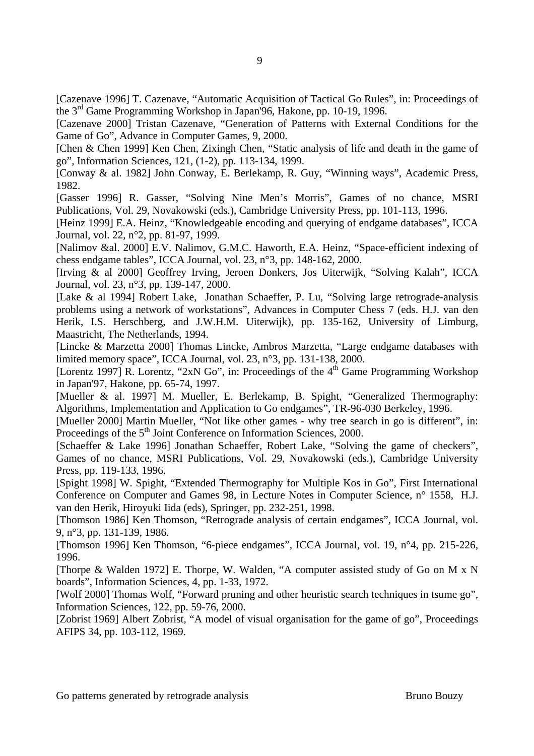[Cazenave 1996] T. Cazenave, "Automatic Acquisition of Tactical Go Rules", in: Proceedings of the 3rd Game Programming Workshop in Japan'96, Hakone, pp. 10-19, 1996.

[Cazenave 2000] Tristan Cazenave, "Generation of Patterns with External Conditions for the Game of Go", Advance in Computer Games, 9, 2000.

[Chen & Chen 1999] Ken Chen, Zixingh Chen, "Static analysis of life and death in the game of go", Information Sciences, 121, (1-2), pp. 113-134, 1999.

[Conway & al. 1982] John Conway, E. Berlekamp, R. Guy, "Winning ways", Academic Press, 1982.

[Gasser 1996] R. Gasser, "Solving Nine Men's Morris", Games of no chance, MSRI Publications, Vol. 29, Novakowski (eds.), Cambridge University Press, pp. 101-113, 1996.

[Heinz 1999] E.A. Heinz, "Knowledgeable encoding and querying of endgame databases", ICCA Journal, vol. 22, n°2, pp. 81-97, 1999.

[Nalimov &al. 2000] E.V. Nalimov, G.M.C. Haworth, E.A. Heinz, "Space-efficient indexing of chess endgame tables", ICCA Journal, vol. 23, n°3, pp. 148-162, 2000.

[Irving & al 2000] Geoffrey Irving, Jeroen Donkers, Jos Uiterwijk, "Solving Kalah", ICCA Journal, vol. 23, n°3, pp. 139-147, 2000.

[Lake & al 1994] Robert Lake, Jonathan Schaeffer, P. Lu, "Solving large retrograde-analysis problems using a network of workstations", Advances in Computer Chess 7 (eds. H.J. van den Herik, I.S. Herschberg, and J.W.H.M. Uiterwijk), pp. 135-162, University of Limburg, Maastricht, The Netherlands, 1994.

[Lincke & Marzetta 2000] Thomas Lincke, Ambros Marzetta, "Large endgame databases with limited memory space", ICCA Journal, vol. 23, n°3, pp. 131-138, 2000.

[Lorentz 1997] R. Lorentz, "2xN Go", in: Proceedings of the 4th Game Programming Workshop in Japan'97, Hakone, pp. 65-74, 1997.

[Mueller & al. 1997] M. Mueller, E. Berlekamp, B. Spight, "Generalized Thermography: Algorithms, Implementation and Application to Go endgames", TR-96-030 Berkeley, 1996.

[Mueller 2000] Martin Mueller, "Not like other games - why tree search in go is different", in: Proceedings of the 5th Joint Conference on Information Sciences, 2000.

[Schaeffer & Lake 1996] Jonathan Schaeffer, Robert Lake, "Solving the game of checkers", Games of no chance, MSRI Publications, Vol. 29, Novakowski (eds.), Cambridge University Press, pp. 119-133, 1996.

[Spight 1998] W. Spight, "Extended Thermography for Multiple Kos in Go", First International Conference on Computer and Games 98, in Lecture Notes in Computer Science, n° 1558, H.J. van den Herik, Hiroyuki Iida (eds), Springer, pp. 232-251, 1998.

[Thomson 1986] Ken Thomson, "Retrograde analysis of certain endgames", ICCA Journal, vol. 9, n°3, pp. 131-139, 1986.

[Thomson 1996] Ken Thomson, "6-piece endgames", ICCA Journal, vol. 19, n°4, pp. 215-226, 1996.

[Thorpe & Walden 1972] E. Thorpe, W. Walden, "A computer assisted study of Go on M x N boards", Information Sciences, 4, pp. 1-33, 1972.

[Wolf 2000] Thomas Wolf, "Forward pruning and other heuristic search techniques in tsume go", Information Sciences, 122, pp. 59-76, 2000.

[Zobrist 1969] Albert Zobrist, "A model of visual organisation for the game of go", Proceedings AFIPS 34, pp. 103-112, 1969.